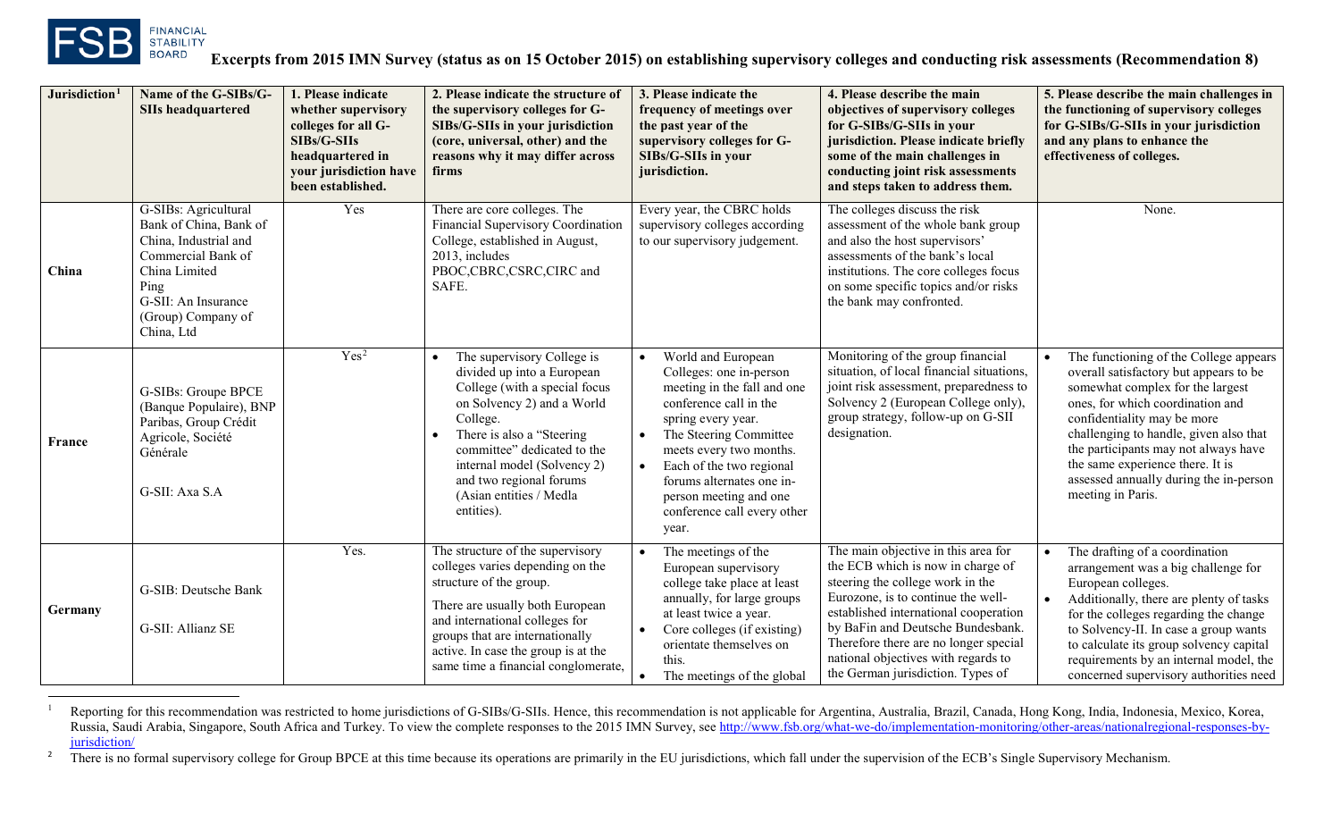## Excerpts from 2015 IMN Survey (status as on 15 October 2015) on establishing supervisory colleges and conducting risk assessments (Recommendation 8)

| Jurisdiction[1] | Name of the G-SIBs/G-SIIs headquartered | 1. Please indicate whether supervisory colleges for all G-SIBs/G-SIIs headquartered in your jurisdiction have been established. | 2. Please indicate the structure of the supervisory colleges for G-SIBs/G-SIIs in your jurisdiction (core, universal, other) and the reasons why it may differ across firms | 3. Please indicate the frequency of meetings over the past year of the supervisory colleges for G-SIBs/G-SIIs in your jurisdiction. | 4. Please describe the main objectives of supervisory colleges for G-SIBs/G-SIIs in your jurisdiction. Please indicate briefly some of the main challenges in conducting joint risk assessments and steps taken to address them. | 5. Please describe the main challenges in the functioning of supervisory colleges for G-SIBs/G-SIIs in your jurisdiction and any plans to enhance the effectiveness of colleges. |
|---|---|---|---|---|---|---|
| **China** | G-SIBs: Agricultural Bank of China, Bank of China, Industrial and Commercial Bank of China Limited<br>Ping<br>G-SII: An Insurance (Group) Company of China, Ltd | Yes | There are core colleges. The Financial Supervisory Coordination College, established in August, 2013, includes PBOC,CBRC,CSRC,CIRC and SAFE. | Every year, the CBRC holds supervisory colleges according to our supervisory judgement. | The colleges discuss the risk assessment of the whole bank group and also the host supervisors' assessments of the bank's local institutions. The core colleges focus on some specific topics and/or risks the bank may confronted. | None. |
| **France** | G-SIBs: Groupe BPCE (Banque Populaire), BNP Paribas, Group Crédit Agricole, Société Générale<br><br>G-SII: Axa S.A | Yes[2] | • The supervisory College is divided up into a European College (with a special focus on Solvency 2) and a World College.<br>• There is also a "Steering committee" dedicated to the internal model (Solvency 2) and two regional forums (Asian entities / Medla entities). | • World and European Colleges: one in-person meeting in the fall and one conference call in the spring every year.<br>• The Steering Committee meets every two months.<br>• Each of the two regional forums alternates one in-person meeting and one conference call every other year. | Monitoring of the group financial situation, of local financial situations, joint risk assessment, preparedness to Solvency 2 (European College only), group strategy, follow-up on G-SII designation. | • The functioning of the College appears overall satisfactory but appears to be somewhat complex for the largest ones, for which coordination and confidentiality may be more challenging to handle, given also that the participants may not always have the same experience there. It is assessed annually during the in-person meeting in Paris. |
| **Germany** | G-SIB: Deutsche Bank<br><br>G-SII: Allianz SE | Yes. | The structure of the supervisory colleges varies depending on the structure of the group.<br><br>There are usually both European and international colleges for groups that are internationally active. In case the group is at the same time a financial conglomerate, | • The meetings of the European supervisory college take place at least annually, for large groups at least twice a year.<br>• Core colleges (if existing) orientate themselves on this.<br>• The meetings of the global | The main objective in this area for the ECB which is now in charge of steering the college work in the Eurozone, is to continue the well-established international cooperation by BaFin and Deutsche Bundesbank. Therefore there are no longer special national objectives with regards to the German jurisdiction. Types of | • The drafting of a coordination arrangement was a big challenge for European colleges.<br>• Additionally, there are plenty of tasks for the colleges regarding the change to Solvency-II. In case a group wants to calculate its group solvency capital requirements by an internal model, the concerned supervisory authorities need |

[1] Reporting for this recommendation was restricted to home jurisdictions of G-SIBs/G-SIIs. Hence, this recommendation is not applicable for Argentina, Australia, Brazil, Canada, Hong Kong, India, Indonesia, Mexico, Korea, Russia, Saudi Arabia, Singapore, South Africa and Turkey. To view the complete responses to the 2015 IMN Survey, see http://www.fsb.org/what-we-do/implementation-monitoring/other-areas/nationalregional-responses-by-jurisdiction/

[2] There is no formal supervisory college for Group BPCE at this time because its operations are primarily in the EU jurisdictions, which fall under the supervision of the ECB's Single Supervisory Mechanism.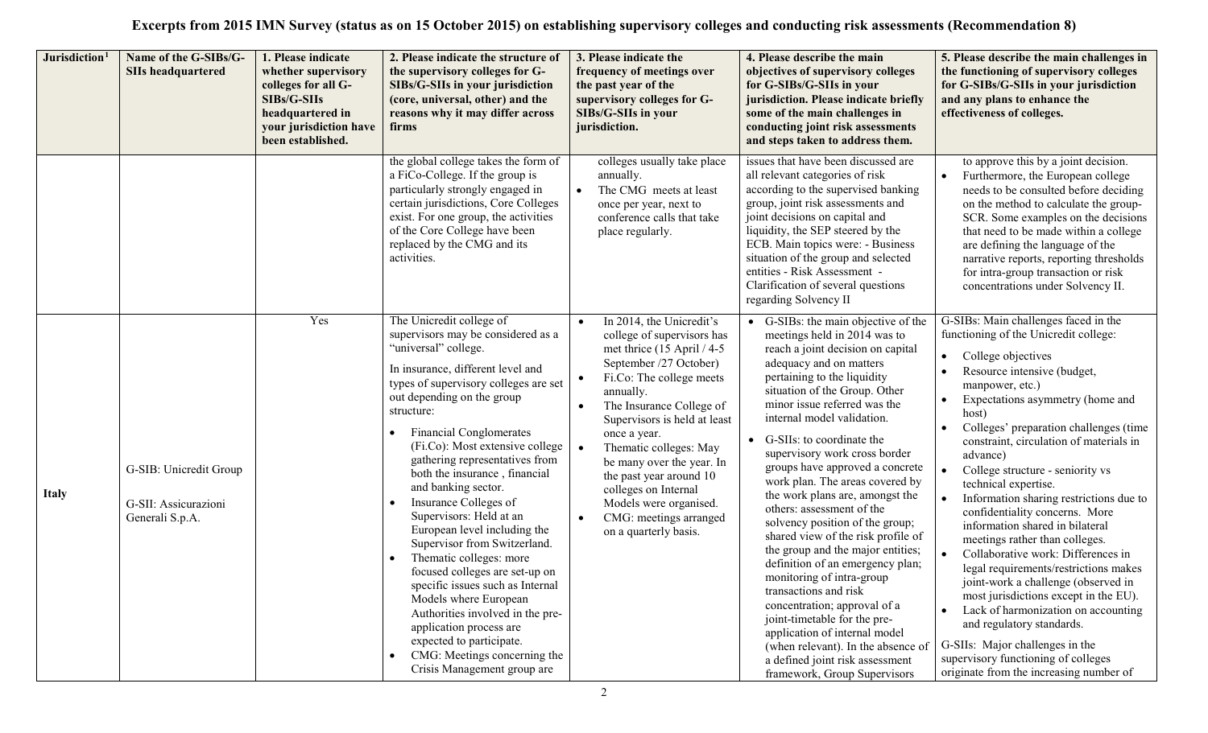# Excerpts from 2015 IMN Survey (status as on 15 October 2015) on establishing supervisory colleges and conducting risk assessments (Recommendation 8)

| Jurisdiction[1] | Name of the G-SIBs/G-SIIs headquartered | 1. Please indicate whether supervisory colleges for all G-SIBs/G-SIIs headquartered in your jurisdiction have been established. | 2. Please indicate the structure of the supervisory colleges for G-SIBs/G-SIIs in your jurisdiction (core, universal, other) and the reasons why it may differ across firms | 3. Please indicate the frequency of meetings over the past year of the supervisory colleges for G-SIBs/G-SIIs in your jurisdiction. | 4. Please describe the main objectives of supervisory colleges for G-SIBs/G-SIIs in your jurisdiction. Please indicate briefly some of the main challenges in conducting joint risk assessments and steps taken to address them. | 5. Please describe the main challenges in the functioning of supervisory colleges for G-SIBs/G-SIIs in your jurisdiction and any plans to enhance the effectiveness of colleges. |
|---|---|---|---|---|---|---|
| | | | the global college takes the form of a FiCo-College. If the group is particularly strongly engaged in certain jurisdictions, Core Colleges exist. For one group, the activities of the Core College have been replaced by the CMG and its activities. | colleges usually take place annually.<br>• The CMG meets at least once per year, next to conference calls that take place regularly. | issues that have been discussed are all relevant categories of risk according to the supervised banking group, joint risk assessments and joint decisions on capital and liquidity, the SEP steered by the ECB. Main topics were: - Business situation of the group and selected entities - Risk Assessment - Clarification of several questions regarding Solvency II | to approve this by a joint decision.<br>• Furthermore, the European college needs to be consulted before deciding on the method to calculate the group-SCR. Some examples on the decisions that need to be made within a college are defining the language of the narrative reports, reporting thresholds for intra-group transaction or risk concentrations under Solvency II. |
| **Italy** | G-SIB: Unicredit Group<br><br>G-SII: Assicurazioni Generali S.p.A. | Yes | The Unicredit college of supervisors may be considered as a "universal" college.<br><br>In insurance, different level and types of supervisory colleges are set out depending on the group structure:<br>• Financial Conglomerates (Fi.Co): Most extensive college gathering representatives from both the insurance , financial and banking sector.<br>• Insurance Colleges of Supervisors: Held at an European level including the Supervisor from Switzerland.<br>• Thematic colleges: more focused colleges are set-up on specific issues such as Internal Models where European Authorities involved in the pre-application process are expected to participate.<br>• CMG: Meetings concerning the Crisis Management group are | • In 2014, the Unicredit's college of supervisors has met thrice (15 April / 4-5 September /27 October)<br>• Fi.Co: The college meets annually.<br>• The Insurance College of Supervisors is held at least once a year.<br>• Thematic colleges: May be many over the year. In the past year around 10 colleges on Internal Models were organised.<br>• CMG: meetings arranged on a quarterly basis. | • G-SIBs: the main objective of the meetings held in 2014 was to reach a joint decision on capital adequacy and on matters pertaining to the liquidity situation of the Group. Other minor issue referred was the internal model validation.<br>• G-SIIs: to coordinate the supervisory work cross border groups have approved a concrete work plan. The areas covered by the work plans are, amongst the others: assessment of the solvency position of the group; shared view of the risk profile of the group and the major entities; definition of an emergency plan; monitoring of intra-group transactions and risk concentration; approval of a joint-timetable for the pre-application of internal model (when relevant). In the absence of a defined joint risk assessment framework, Group Supervisors | G-SIBs: Main challenges faced in the functioning of the Unicredit college:<br>• College objectives<br>• Resource intensive (budget, manpower, etc.)<br>• Expectations asymmetry (home and host)<br>• Colleges' preparation challenges (time constraint, circulation of materials in advance)<br>• College structure - seniority vs technical expertise.<br>• Information sharing restrictions due to confidentiality concerns. More information shared in bilateral meetings rather than colleges.<br>• Collaborative work: Differences in legal requirements/restrictions makes joint-work a challenge (observed in most jurisdictions except in the EU).<br>• Lack of harmonization on accounting and regulatory standards.<br><br>G-SIIs: Major challenges in the supervisory functioning of colleges originate from the increasing number of |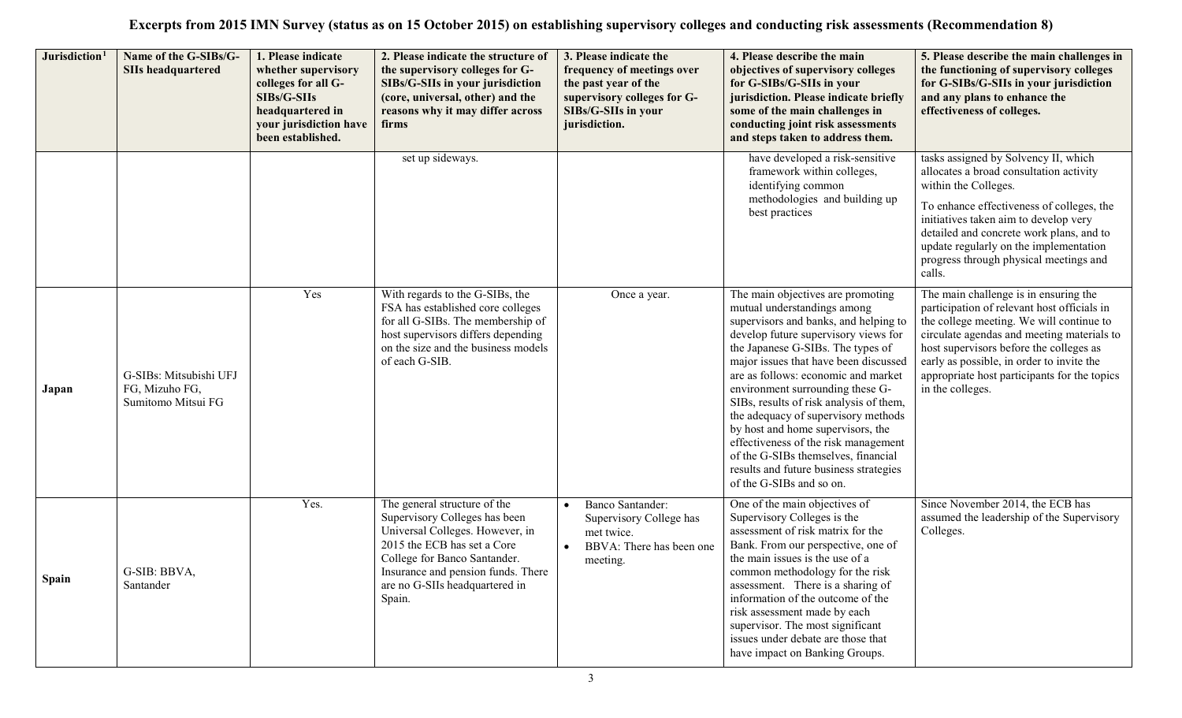# Excerpts from 2015 IMN Survey (status as on 15 October 2015) on establishing supervisory colleges and conducting risk assessments (Recommendation 8)

| Jurisdiction[1] | Name of the G-SIBs/G-SIIs headquartered | 1. Please indicate whether supervisory colleges for all G-SIBs/G-SIIs headquartered in your jurisdiction have been established. | 2. Please indicate the structure of the supervisory colleges for G-SIBs/G-SIIs in your jurisdiction (core, universal, other) and the reasons why it may differ across firms | 3. Please indicate the frequency of meetings over the past year of the supervisory colleges for G-SIBs/G-SIIs in your jurisdiction. | 4. Please describe the main objectives of supervisory colleges for G-SIBs/G-SIIs in your jurisdiction. Please indicate briefly some of the main challenges in conducting joint risk assessments and steps taken to address them. | 5. Please describe the main challenges in the functioning of supervisory colleges for G-SIBs/G-SIIs in your jurisdiction and any plans to enhance the effectiveness of colleges. |
|---|---|---|---|---|---|---|
| | | | set up sideways. | | have developed a risk-sensitive framework within colleges, identifying common methodologies and building up best practices | tasks assigned by Solvency II, which allocates a broad consultation activity within the Colleges.<br><br>To enhance effectiveness of colleges, the initiatives taken aim to develop very detailed and concrete work plans, and to update regularly on the implementation progress through physical meetings and calls. |
| **Japan** | G-SIBs: Mitsubishi UFJ FG, Mizuho FG, Sumitomo Mitsui FG | Yes | With regards to the G-SIBs, the FSA has established core colleges for all G-SIBs. The membership of host supervisors differs depending on the size and the business models of each G-SIB. | Once a year. | The main objectives are promoting mutual understandings among supervisors and banks, and helping to develop future supervisory views for the Japanese G-SIBs. The types of major issues that have been discussed are as follows: economic and market environment surrounding these G-SIBs, results of risk analysis of them, the adequacy of supervisory methods by host and home supervisors, the effectiveness of the risk management of the G-SIBs themselves, financial results and future business strategies of the G-SIBs and so on. | The main challenge is in ensuring the participation of relevant host officials in the college meeting. We will continue to circulate agendas and meeting materials to host supervisors before the colleges as early as possible, in order to invite the appropriate host participants for the topics in the colleges. |
| **Spain** | G-SIB: BBVA, Santander | Yes. | The general structure of the Supervisory Colleges has been Universal Colleges. However, in 2015 the ECB has set a Core College for Banco Santander. Insurance and pension funds. There are no G-SIIs headquartered in Spain. | • Banco Santander: Supervisory College has met twice.<br>• BBVA: There has been one meeting. | One of the main objectives of Supervisory Colleges is the assessment of risk matrix for the Bank. From our perspective, one of the main issues is the use of a common methodology for the risk assessment. There is a sharing of information of the outcome of the risk assessment made by each supervisor. The most significant issues under debate are those that have impact on Banking Groups. | Since November 2014, the ECB has assumed the leadership of the Supervisory Colleges. |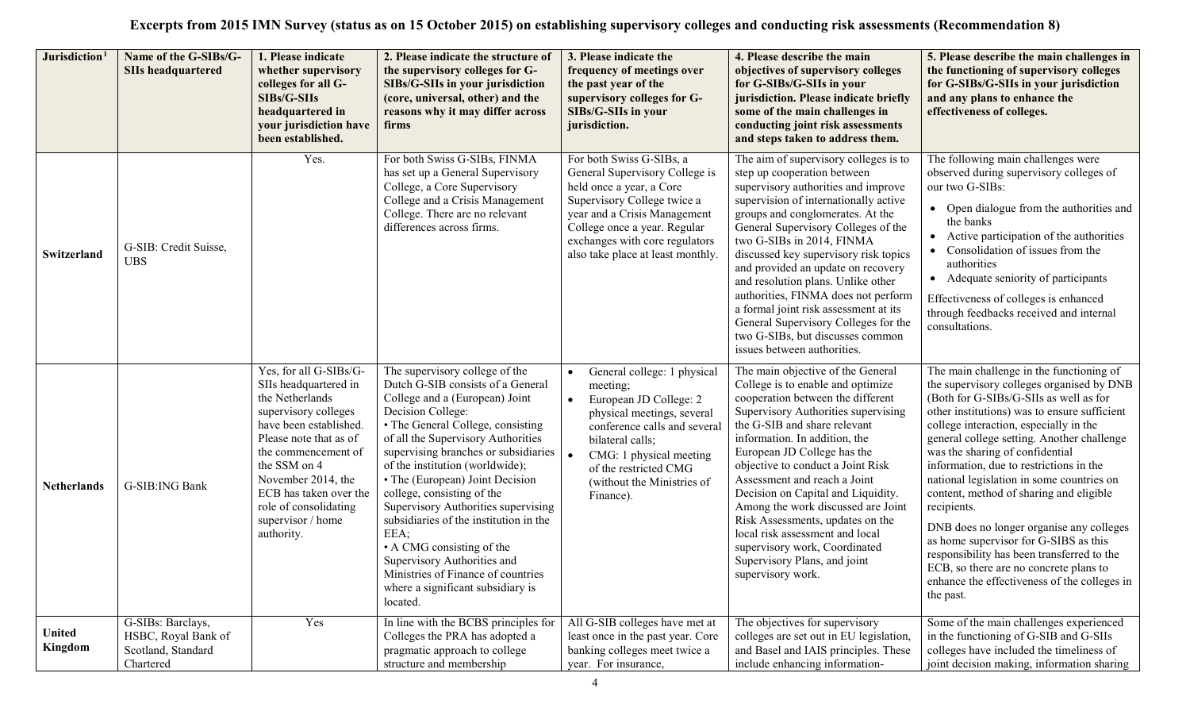# Excerpts from 2015 IMN Survey (status as on 15 October 2015) on establishing supervisory colleges and conducting risk assessments (Recommendation 8)

| Jurisdiction[1] | Name of the G-SIBs/G-SIIs headquartered | 1. Please indicate whether supervisory colleges for all G-SIBs/G-SIIs headquartered in your jurisdiction have been established. | 2. Please indicate the structure of the supervisory colleges for G-SIBs/G-SIIs in your jurisdiction (core, universal, other) and the reasons why it may differ across firms | 3. Please indicate the frequency of meetings over the past year of the supervisory colleges for G-SIBs/G-SIIs in your jurisdiction. | 4. Please describe the main objectives of supervisory colleges for G-SIBs/G-SIIs in your jurisdiction. Please indicate briefly some of the main challenges in conducting joint risk assessments and steps taken to address them. | 5. Please describe the main challenges in the functioning of supervisory colleges for G-SIBs/G-SIIs in your jurisdiction and any plans to enhance the effectiveness of colleges. |
|---|---|---|---|---|---|---|
| **Switzerland** | G-SIB: Credit Suisse, UBS | Yes. | For both Swiss G-SIBs, FINMA has set up a General Supervisory College, a Core Supervisory College and a Crisis Management College. There are no relevant differences across firms. | For both Swiss G-SIBs, a General Supervisory College is held once a year, a Core Supervisory College twice a year and a Crisis Management College once a year. Regular exchanges with core regulators also take place at least monthly. | The aim of supervisory colleges is to step up cooperation between supervisory authorities and improve supervision of internationally active groups and conglomerates. At the General Supervisory Colleges of the two G-SIBs in 2014, FINMA discussed key supervisory risk topics and provided an update on recovery and resolution plans. Unlike other authorities, FINMA does not perform a formal joint risk assessment at its General Supervisory Colleges for the two G-SIBs, but discusses common issues between authorities. | The following main challenges were observed during supervisory colleges of our two G-SIBs:<br>• Open dialogue from the authorities and the banks<br>• Active participation of the authorities<br>• Consolidation of issues from the authorities<br>• Adequate seniority of participants<br>Effectiveness of colleges is enhanced through feedbacks received and internal consultations. |
| **Netherlands** | G-SIB:ING Bank | Yes, for all G-SIBs/G-SIIs headquartered in the Netherlands supervisory colleges have been established. Please note that as of the commencement of the SSM on 4 November 2014, the ECB has taken over the role of consolidating supervisor / home authority. | The supervisory college of the Dutch G-SIB consists of a General College and a (European) Joint Decision College:<br>• The General College, consisting of all the Supervisory Authorities supervising branches or subsidiaries of the institution (worldwide);<br>• The (European) Joint Decision college, consisting of the Supervisory Authorities supervising subsidiaries of the institution in the EEA;<br>• A CMG consisting of the Supervisory Authorities and Ministries of Finance of countries where a significant subsidiary is located. | • General college: 1 physical meeting;<br>• European JD College: 2 physical meetings, several conference calls and several bilateral calls;<br>• CMG: 1 physical meeting of the restricted CMG (without the Ministries of Finance). | The main objective of the General College is to enable and optimize cooperation between the different Supervisory Authorities supervising the G-SIB and share relevant information. In addition, the European JD College has the objective to conduct a Joint Risk Assessment and reach a Joint Decision on Capital and Liquidity. Among the work discussed are Joint Risk Assessments, updates on the local risk assessment and local supervisory work, Coordinated Supervisory Plans, and joint supervisory work. | The main challenge in the functioning of the supervisory colleges organised by DNB (Both for G-SIBs/G-SIIs as well as for other institutions) was to ensure sufficient college interaction, especially in the general college setting. Another challenge was the sharing of confidential information, due to restrictions in the national legislation in some countries on content, method of sharing and eligible recipients.<br>DNB does no longer organise any colleges as home supervisor for G-SIBS as this responsibility has been transferred to the ECB, so there are no concrete plans to enhance the effectiveness of the colleges in the past. |
| **United Kingdom** | G-SIBs: Barclays, HSBC, Royal Bank of Scotland, Standard Chartered | Yes | In line with the BCBS principles for Colleges the PRA has adopted a pragmatic approach to college structure and membership | All G-SIB colleges have met at least once in the past year. Core banking colleges meet twice a year. For insurance, | The objectives for supervisory colleges are set out in EU legislation, and Basel and IAIS principles. These include enhancing information- | Some of the main challenges experienced in the functioning of G-SIB and G-SIIs colleges have included the timeliness of joint decision making, information sharing |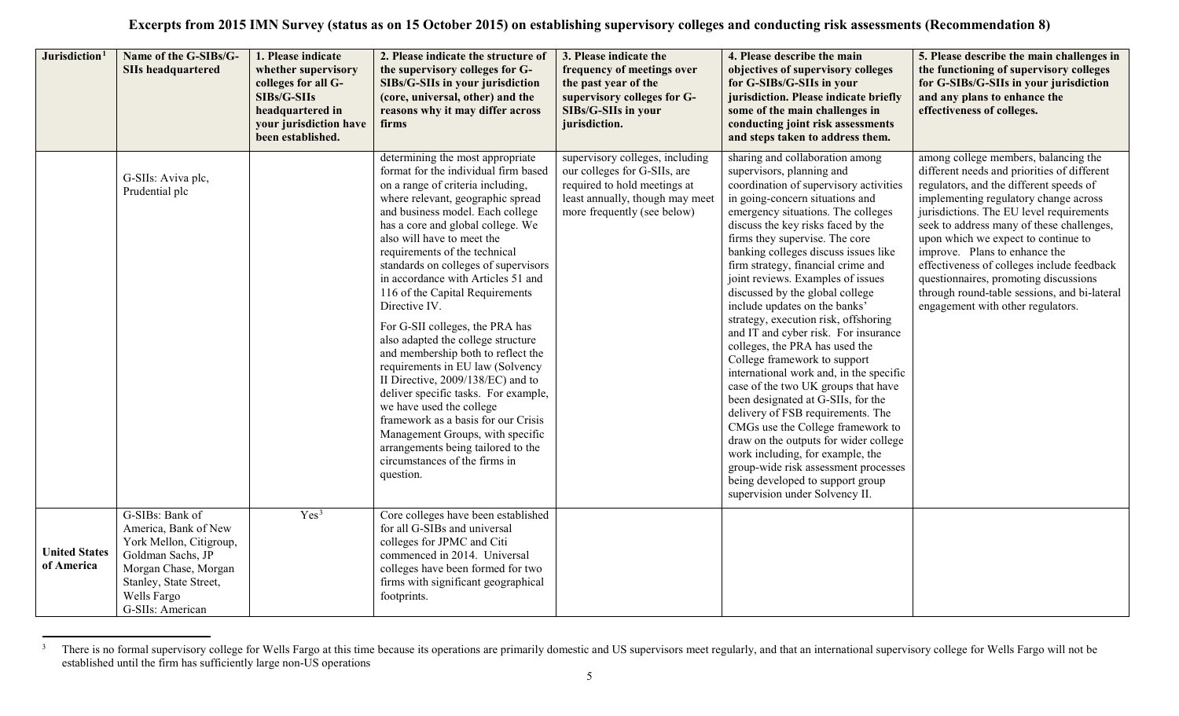# Excerpts from 2015 IMN Survey (status as on 15 October 2015) on establishing supervisory colleges and conducting risk assessments (Recommendation 8)

| Jurisdiction[1] | Name of the G-SIBs/G-SIIs headquartered | 1. Please indicate whether supervisory colleges for all G-SIBs/G-SIIs headquartered in your jurisdiction have been established. | 2. Please indicate the structure of the supervisory colleges for G-SIBs/G-SIIs in your jurisdiction (core, universal, other) and the reasons why it may differ across firms | 3. Please indicate the frequency of meetings over the past year of the supervisory colleges for G-SIBs/G-SIIs in your jurisdiction. | 4. Please describe the main objectives of supervisory colleges for G-SIBs/G-SIIs in your jurisdiction. Please indicate briefly some of the main challenges in conducting joint risk assessments and steps taken to address them. | 5. Please describe the main challenges in the functioning of supervisory colleges for G-SIBs/G-SIIs in your jurisdiction and any plans to enhance the effectiveness of colleges. |
|---|---|---|---|---|---|---|
| | G-SIIs: Aviva plc, Prudential plc | | determining the most appropriate format for the individual firm based on a range of criteria including, where relevant, geographic spread and business model. Each college has a core and global college. We also will have to meet the requirements of the technical standards on colleges of supervisors in accordance with Articles 51 and 116 of the Capital Requirements Directive IV. For G-SII colleges, the PRA has also adapted the college structure and membership both to reflect the requirements in EU law (Solvency II Directive, 2009/138/EC) and to deliver specific tasks. For example, we have used the college framework as a basis for our Crisis Management Groups, with specific arrangements being tailored to the circumstances of the firms in question. | supervisory colleges, including our colleges for G-SIIs, are required to hold meetings at least annually, though may meet more frequently (see below) | sharing and collaboration among supervisors, planning and coordination of supervisory activities in going-concern situations and emergency situations. The colleges discuss the key risks faced by the firms they supervise. The core banking colleges discuss issues like firm strategy, financial crime and joint reviews. Examples of issues discussed by the global college include updates on the banks' strategy, execution risk, offshoring and IT and cyber risk. For insurance colleges, the PRA has used the College framework to support international work and, in the specific case of the two UK groups that have been designated at G-SIIs, for the delivery of FSB requirements. The CMGs use the College framework to draw on the outputs for wider college work including, for example, the group-wide risk assessment processes being developed to support group supervision under Solvency II. | among college members, balancing the different needs and priorities of different regulators, and the different speeds of implementing regulatory change across jurisdictions. The EU level requirements seek to address many of these challenges, upon which we expect to continue to improve. Plans to enhance the effectiveness of colleges include feedback questionnaires, promoting discussions through round-table sessions, and bi-lateral engagement with other regulators. |
| **United States of America** | G-SIBs: Bank of America, Bank of New York Mellon, Citigroup, Goldman Sachs, JP Morgan Chase, Morgan Stanley, State Street, Wells Fargo<br>G-SIIs: American | Yes[3] | Core colleges have been established for all G-SIBs and universal colleges for JPMC and Citi commenced in 2014. Universal colleges have been formed for two firms with significant geographical footprints. | | | |

[3] There is no formal supervisory college for Wells Fargo at this time because its operations are primarily domestic and US supervisors meet regularly, and that an international supervisory college for Wells Fargo will not be established until the firm has sufficiently large non-US operations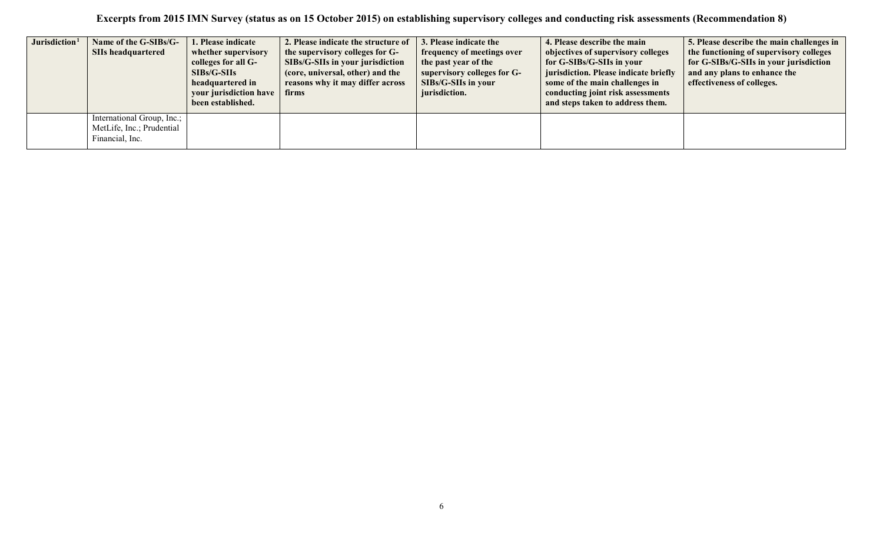# Excerpts from 2015 IMN Survey (status as on 15 October 2015) on establishing supervisory colleges and conducting risk assessments (Recommendation 8)

| Jurisdiction[1] | Name of the G-SIBs/G-SIIs headquartered | 1. Please indicate whether supervisory colleges for all G-SIBs/G-SIIs headquartered in your jurisdiction have been established. | 2. Please indicate the structure of the supervisory colleges for G-SIBs/G-SIIs in your jurisdiction (core, universal, other) and the reasons why it may differ across firms | 3. Please indicate the frequency of meetings over the past year of the supervisory colleges for G-SIBs/G-SIIs in your jurisdiction. | 4. Please describe the main objectives of supervisory colleges for G-SIBs/G-SIIs in your jurisdiction. Please indicate briefly some of the main challenges in conducting joint risk assessments and steps taken to address them. | 5. Please describe the main challenges in the functioning of supervisory colleges for G-SIBs/G-SIIs in your jurisdiction and any plans to enhance the effectiveness of colleges. |
|---|---|---|---|---|---|---|
| | International Group, Inc.; MetLife, Inc.; Prudential Financial, Inc. | | | | | |